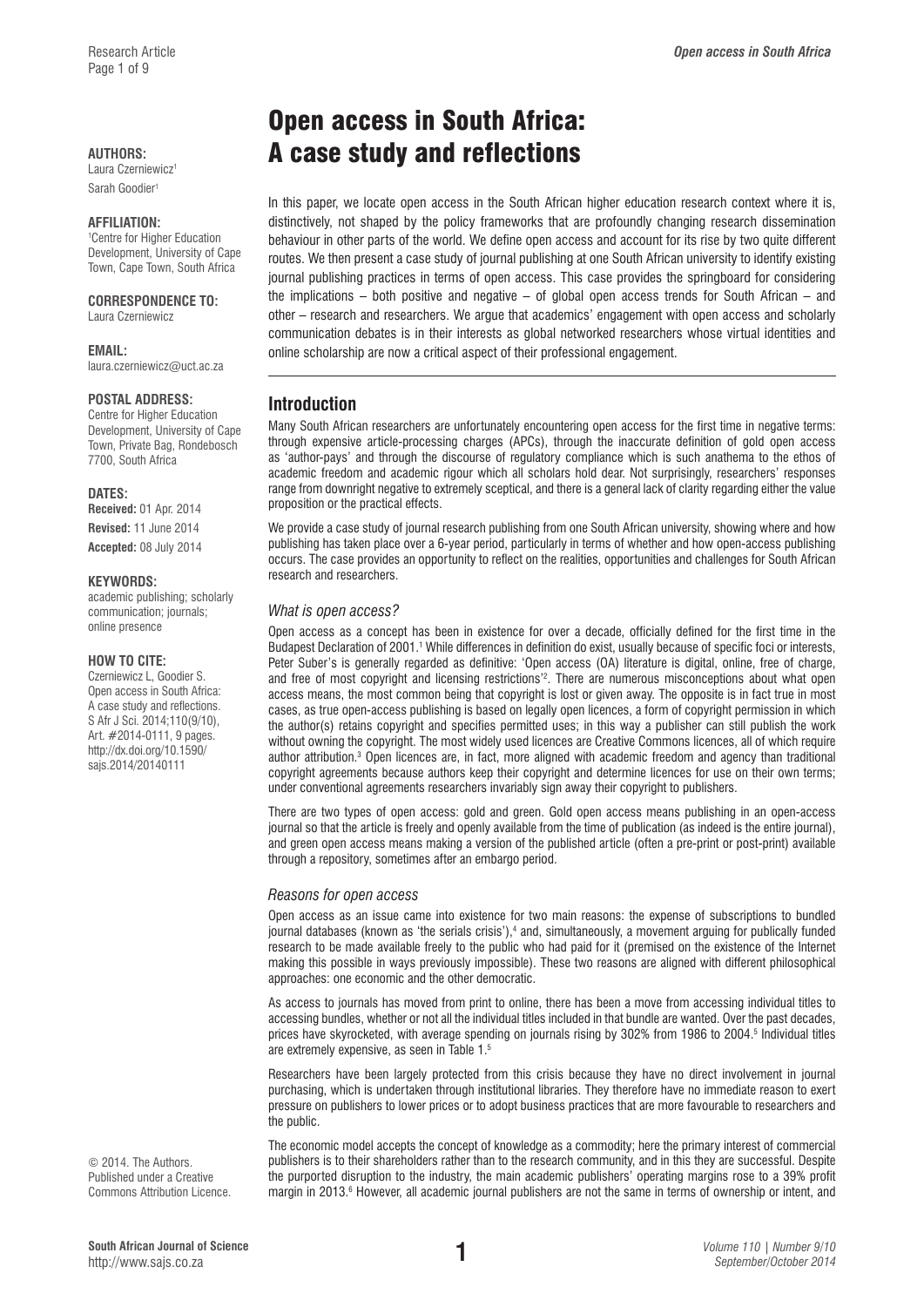# Open access in South Africa: A case study and reflections

**AUTHORS:**
Laura Czerniewicz[1]
Sarah Goodier[1]

**AFFILIATION:**
[1]Centre for Higher Education Development, University of Cape Town, Cape Town, South Africa

**CORRESPONDENCE TO:**
Laura Czerniewicz

**EMAIL:**
laura.czerniewicz@uct.ac.za

**POSTAL ADDRESS:**
Centre for Higher Education Development, University of Cape Town, Private Bag, Rondebosch 7700, South Africa

**DATES:**
**Received:** 01 Apr. 2014
**Revised:** 11 June 2014
**Accepted:** 08 July 2014

**KEYWORDS:**
academic publishing; scholarly communication; journals; online presence

**HOW TO CITE:**
Czerniewicz L, Goodier S. Open access in South Africa: A case study and reflections. S Afr J Sci. 2014;110(9/10), Art. #2014-0111, 9 pages. http://dx.doi.org/10.1590/sajs.2014/20140111

© 2014. The Authors. Published under a Creative Commons Attribution Licence.

In this paper, we locate open access in the South African higher education research context where it is, distinctively, not shaped by the policy frameworks that are profoundly changing research dissemination behaviour in other parts of the world. We define open access and account for its rise by two quite different routes. We then present a case study of journal publishing at one South African university to identify existing journal publishing practices in terms of open access. This case provides the springboard for considering the implications – both positive and negative – of global open access trends for South African – and other – research and researchers. We argue that academics' engagement with open access and scholarly communication debates is in their interests as global networked researchers whose virtual identities and online scholarship are now a critical aspect of their professional engagement.

## Introduction

Many South African researchers are unfortunately encountering open access for the first time in negative terms: through expensive article-processing charges (APCs), through the inaccurate definition of gold open access as 'author-pays' and through the discourse of regulatory compliance which is such anathema to the ethos of academic freedom and academic rigour which all scholars hold dear. Not surprisingly, researchers' responses range from downright negative to extremely sceptical, and there is a general lack of clarity regarding either the value proposition or the practical effects.

We provide a case study of journal research publishing from one South African university, showing where and how publishing has taken place over a 6-year period, particularly in terms of whether and how open-access publishing occurs. The case provides an opportunity to reflect on the realities, opportunities and challenges for South African research and researchers.

### *What is open access?*

Open access as a concept has been in existence for over a decade, officially defined for the first time in the Budapest Declaration of 2001.[1] While differences in definition do exist, usually because of specific foci or interests, Peter Suber's is generally regarded as definitive: 'Open access (OA) literature is digital, online, free of charge, and free of most copyright and licensing restrictions'[2]. There are numerous misconceptions about what open access means, the most common being that copyright is lost or given away. The opposite is in fact true in most cases, as true open-access publishing is based on legally open licences, a form of copyright permission in which the author(s) retains copyright and specifies permitted uses; in this way a publisher can still publish the work without owning the copyright. The most widely used licences are Creative Commons licences, all of which require author attribution.[3] Open licences are, in fact, more aligned with academic freedom and agency than traditional copyright agreements because authors keep their copyright and determine licences for use on their own terms; under conventional agreements researchers invariably sign away their copyright to publishers.

There are two types of open access: gold and green. Gold open access means publishing in an open-access journal so that the article is freely and openly available from the time of publication (as indeed is the entire journal), and green open access means making a version of the published article (often a pre-print or post-print) available through a repository, sometimes after an embargo period.

### *Reasons for open access*

Open access as an issue came into existence for two main reasons: the expense of subscriptions to bundled journal databases (known as 'the serials crisis'),[4] and, simultaneously, a movement arguing for publically funded research to be made available freely to the public who had paid for it (premised on the existence of the Internet making this possible in ways previously impossible). These two reasons are aligned with different philosophical approaches: one economic and the other democratic.

As access to journals has moved from print to online, there has been a move from accessing individual titles to accessing bundles, whether or not all the individual titles included in that bundle are wanted. Over the past decades, prices have skyrocketed, with average spending on journals rising by 302% from 1986 to 2004.[5] Individual titles are extremely expensive, as seen in Table 1.[5]

Researchers have been largely protected from this crisis because they have no direct involvement in journal purchasing, which is undertaken through institutional libraries. They therefore have no immediate reason to exert pressure on publishers to lower prices or to adopt business practices that are more favourable to researchers and the public.

The economic model accepts the concept of knowledge as a commodity; here the primary interest of commercial publishers is to their shareholders rather than to the research community, and in this they are successful. Despite the purported disruption to the industry, the main academic publishers' operating margins rose to a 39% profit margin in 2013.[6] However, all academic journal publishers are not the same in terms of ownership or intent, and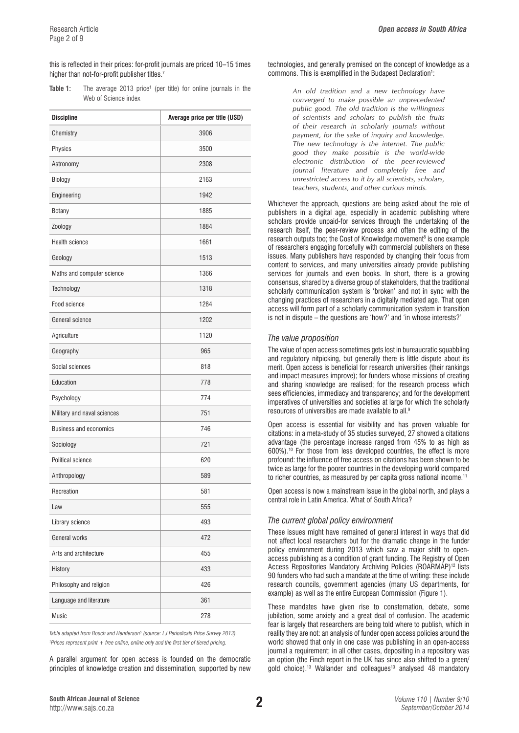this is reflected in their prices: for-profit journals are priced 10–15 times higher than not-for-profit publisher titles.[7]

**Table 1:** The average 2013 price[†] (per title) for online journals in the Web of Science index

| Discipline | Average price per title (USD) |
|---|---|
| Chemistry | 3906 |
| Physics | 3500 |
| Astronomy | 2308 |
| Biology | 2163 |
| Engineering | 1942 |
| Botany | 1885 |
| Zoology | 1884 |
| Health science | 1661 |
| Geology | 1513 |
| Maths and computer science | 1366 |
| Technology | 1318 |
| Food science | 1284 |
| General science | 1202 |
| Agriculture | 1120 |
| Geography | 965 |
| Social sciences | 818 |
| Education | 778 |
| Psychology | 774 |
| Military and naval sciences | 751 |
| Business and economics | 746 |
| Sociology | 721 |
| Political science | 620 |
| Anthropology | 589 |
| Recreation | 581 |
| Law | 555 |
| Library science | 493 |
| General works | 472 |
| Arts and architecture | 455 |
| History | 433 |
| Philosophy and religion | 426 |
| Language and literature | 361 |
| Music | 278 |

*Table adapted from Bosch and Henderson[5] (source: LJ Periodicals Price Survey 2013).*
*[†]Prices represent print + free online, online only and the first tier of tiered pricing.*

A parallel argument for open access is founded on the democratic principles of knowledge creation and dissemination, supported by new technologies, and generally premised on the concept of knowledge as a commons. This is exemplified in the Budapest Declaration[1]:

> *An old tradition and a new technology have converged to make possible an unprecedented public good. The old tradition is the willingness of scientists and scholars to publish the fruits of their research in scholarly journals without payment, for the sake of inquiry and knowledge. The new technology is the internet. The public good they make possible is the world-wide electronic distribution of the peer-reviewed journal literature and completely free and unrestricted access to it by all scientists, scholars, teachers, students, and other curious minds.*

Whichever the approach, questions are being asked about the role of publishers in a digital age, especially in academic publishing where scholars provide unpaid-for services through the undertaking of the research itself, the peer-review process and often the editing of the research outputs too; the Cost of Knowledge movement[8] is one example of researchers engaging forcefully with commercial publishers on these issues. Many publishers have responded by changing their focus from content to services, and many universities already provide publishing services for journals and even books. In short, there is a growing consensus, shared by a diverse group of stakeholders, that the traditional scholarly communication system is 'broken' and not in sync with the changing practices of researchers in a digitally mediated age. That open access will form part of a scholarly communication system in transition is not in dispute – the questions are 'how?' and 'in whose interests?'

### *The value proposition*

The value of open access sometimes gets lost in bureaucratic squabbling and regulatory nitpicking, but generally there is little dispute about its merit. Open access is beneficial for research universities (their rankings and impact measures improve); for funders whose missions of creating and sharing knowledge are realised; for the research process which sees efficiencies, immediacy and transparency; and for the development imperatives of universities and societies at large for which the scholarly resources of universities are made available to all.[9]

Open access is essential for visibility and has proven valuable for citations: in a meta-study of 35 studies surveyed, 27 showed a citations advantage (the percentage increase ranged from 45% to as high as 600%).[10] For those from less developed countries, the effect is more profound: the influence of free access on citations has been shown to be twice as large for the poorer countries in the developing world compared to richer countries, as measured by per capita gross national income.[11]

Open access is now a mainstream issue in the global north, and plays a central role in Latin America. What of South Africa?

### *The current global policy environment*

These issues might have remained of general interest in ways that did not affect local researchers but for the dramatic change in the funder policy environment during 2013 which saw a major shift to open-access publishing as a condition of grant funding. The Registry of Open Access Repositories Mandatory Archiving Policies (ROARMAP)[12] lists 90 funders who had such a mandate at the time of writing: these include research councils, government agencies (many US departments, for example) as well as the entire European Commission (Figure 1).

These mandates have given rise to consternation, debate, some jubilation, some anxiety and a great deal of confusion. The academic fear is largely that researchers are being told where to publish, which in reality they are not: an analysis of funder open access policies around the world showed that only in one case was publishing in an open-access journal a requirement; in all other cases, depositing in a repository was an option (the Finch report in the UK has since also shifted to a green/gold choice).[13] Wallander and colleagues[13] analysed 48 mandatory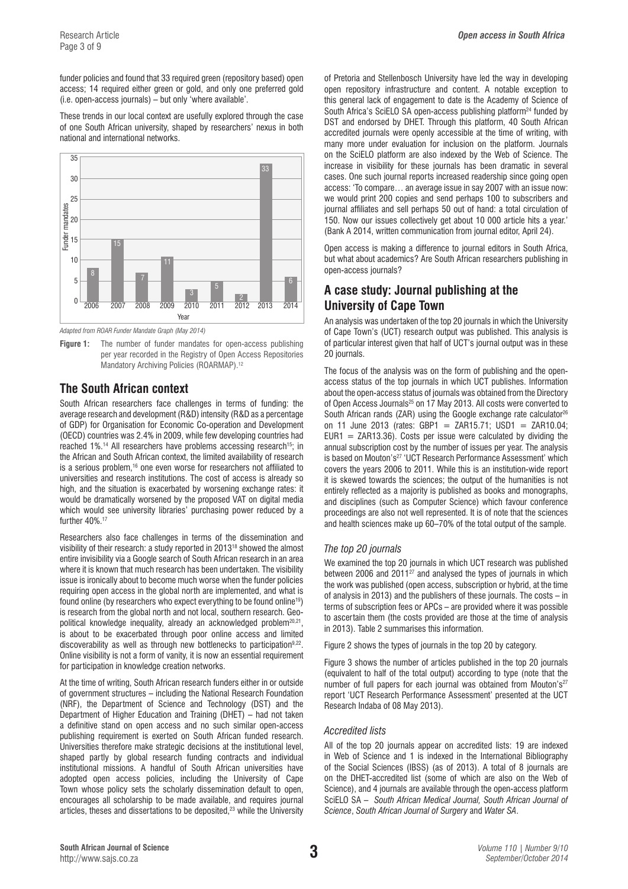funder policies and found that 33 required green (repository based) open access; 14 required either green or gold, and only one preferred gold (i.e. open-access journals) – but only 'where available'.

These trends in our local context are usefully explored through the case of one South African university, shaped by researchers' nexus in both national and international networks.

*Adapted from ROAR Funder Mandate Graph (May 2014)*

**Figure 1:** The number of funder mandates for open-access publishing per year recorded in the Registry of Open Access Repositories Mandatory Archiving Policies (ROARMAP).[12]

## The South African context

South African researchers face challenges in terms of funding: the average research and development (R&D) intensity (R&D as a percentage of GDP) for Organisation for Economic Co-operation and Development (OECD) countries was 2.4% in 2009, while few developing countries had reached 1%.[14] All researchers have problems accessing research[15]; in the African and South African context, the limited availability of research is a serious problem,[16] one even worse for researchers not affiliated to universities and research institutions. The cost of access is already so high, and the situation is exacerbated by worsening exchange rates: it would be dramatically worsened by the proposed VAT on digital media which would see university libraries' purchasing power reduced by a further 40%.[17]

Researchers also face challenges in terms of the dissemination and visibility of their research: a study reported in 2013[18] showed the almost entire invisibility via a Google search of South African research in an area where it is known that much research has been undertaken. The visibility issue is ironically about to become much worse when the funder policies requiring open access in the global north are implemented, and what is found online (by researchers who expect everything to be found online[19]) is research from the global north and not local, southern research. Geo-political knowledge inequality, already an acknowledged problem[20,21], is about to be exacerbated through poor online access and limited discoverability as well as through new bottlenecks to participation[9,22]. Online visibility is not a form of vanity, it is now an essential requirement for participation in knowledge creation networks.

At the time of writing, South African research funders either in or outside of government structures – including the National Research Foundation (NRF), the Department of Science and Technology (DST) and the Department of Higher Education and Training (DHET) – had not taken a definitive stand on open access and no such similar open-access publishing requirement is exerted on South African funded research. Universities therefore make strategic decisions at the institutional level, shaped partly by global research funding contracts and individual institutional missions. A handful of South African universities have adopted open access policies, including the University of Cape Town whose policy sets the scholarly dissemination default to open, encourages all scholarship to be made available, and requires journal articles, theses and dissertations to be deposited,[23] while the University of Pretoria and Stellenbosch University have led the way in developing open repository infrastructure and content. A notable exception to this general lack of engagement to date is the Academy of Science of South Africa's SciELO SA open-access publishing platform[24] funded by DST and endorsed by DHET. Through this platform, 40 South African accredited journals were openly accessible at the time of writing, with many more under evaluation for inclusion on the platform. Journals on the SciELO platform are also indexed by the Web of Science. The increase in visibility for these journals has been dramatic in several cases. One such journal reports increased readership since going open access: 'To compare… an average issue in say 2007 with an issue now: we would print 200 copies and send perhaps 100 to subscribers and journal affiliates and sell perhaps 50 out of hand: a total circulation of 150. Now our issues collectively get about 10 000 article hits a year.' (Bank A 2014, written communication from journal editor, April 24).

Open access is making a difference to journal editors in South Africa, but what about academics? Are South African researchers publishing in open-access journals?

## A case study: Journal publishing at the University of Cape Town

An analysis was undertaken of the top 20 journals in which the University of Cape Town's (UCT) research output was published. This analysis is of particular interest given that half of UCT's journal output was in these 20 journals.

The focus of the analysis was on the form of publishing and the open-access status of the top journals in which UCT publishes. Information about the open-access status of journals was obtained from the Directory of Open Access Journals[25] on 17 May 2013. All costs were converted to South African rands (ZAR) using the Google exchange rate calculator[26] on 11 June 2013 (rates: GBP1 = ZAR15.71; USD1 = ZAR10.04; EUR1 = ZAR13.36). Costs per issue were calculated by dividing the annual subscription cost by the number of issues per year. The analysis is based on Mouton's[27] 'UCT Research Performance Assessment' which covers the years 2006 to 2011. While this is an institution-wide report it is skewed towards the sciences; the output of the humanities is not entirely reflected as a majority is published as books and monographs, and disciplines (such as Computer Science) which favour conference proceedings are also not well represented. It is of note that the sciences and health sciences make up 60–70% of the total output of the sample.

### The top 20 journals

We examined the top 20 journals in which UCT research was published between 2006 and 2011[27] and analysed the types of journals in which the work was published (open access, subscription or hybrid, at the time of analysis in 2013) and the publishers of these journals. The costs – in terms of subscription fees or APCs – are provided where it was possible to ascertain them (the costs provided are those at the time of analysis in 2013). Table 2 summarises this information.

Figure 2 shows the types of journals in the top 20 by category.

Figure 3 shows the number of articles published in the top 20 journals (equivalent to half of the total output) according to type (note that the number of full papers for each journal was obtained from Mouton's[27] report 'UCT Research Performance Assessment' presented at the UCT Research Indaba of 08 May 2013).

### Accredited lists

All of the top 20 journals appear on accredited lists: 19 are indexed in Web of Science and 1 is indexed in the International Bibliography of the Social Sciences (IBSS) (as of 2013). A total of 8 journals are on the DHET-accredited list (some of which are also on the Web of Science), and 4 journals are available through the open-access platform SciELO SA – *South African Medical Journal, South African Journal of Science*, *South African Journal of Surgery* and *Water SA*.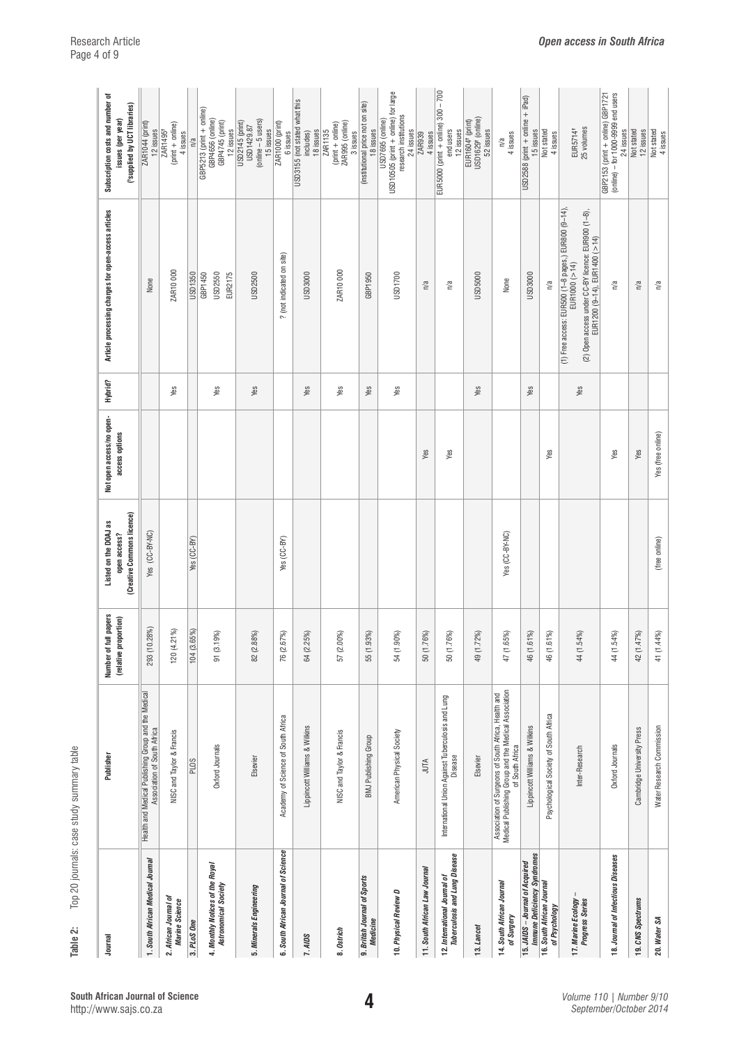**Table 2:** Top 20 journals: case study summary table

| Journal | Publisher | Number of full papers (relative proportion) | Listed on the DOAJ as open access? (Creative Commons licence) | Not open access/no open-access options | Hybrid? | Article processing charges for open-access articles | Subscription costs and number of issues (per year) (*supplied by UCT libraries) |
|---|---|---|---|---|---|---|---|
| 1. *South African Medical Journal* | Health and Medical Publishing Group and the Medical Association of South Africa | 293 (10.28%) | Yes (CC-BY-NC) | | | None | ZAR1044 (print) 12 issues |
| 2. *African Journal of Marine Science* | NISC and Taylor & Francis | 120 (4.21%) | | | Yes | ZAR10 000 | ZAR1495* (print + online) 4 issues |
| 3. *PLoS One* | PLOS | 104 (3.65%) | Yes (CC-BY) | | | USD1350 | n/a |
| 4. *Monthly Notices of the Royal Astronomical Society* | Oxford Journals | 91 (3.19%) | | | Yes | GBP1450 USD2550 EUR2175 | GBP5213 (print + online) GBP4656 (online) GBP4745 (print) 12 issues |
| 5. *Minerals Engineering* | Elsevier | 82 (2.88%) | | | Yes | USD2500 | USD2145 (print) USD1429.87 (online – 5 users) 15 issues |
| 6. *South African Journal of Science* | Academy of Science of South Africa | 76 (2.67%) | Yes (CC-BY) | | | ? (not indicated on site) | ZAR1000 (print) 6 issues |
| 7. *AIDS* | Lippincott Williams & Wilkins | 64 (2.25%) | | | Yes | USD3000 | USD3155 (not stated what this includes) 18 issues |
| 8. *Ostrich* | NISC and Taylor & Francis | 57 (2.00%) | | | Yes | ZAR10 000 | ZAR1135 (print + online) ZAR995 (online) 3 issues |
| 9. *British Journal of Sports Medicine* | BMJ Publishing Group | 55 (1.93%) | | | Yes | GBP1950 | (institutional price not on site) 18 issues |
| 10. *Physical Review D* | American Physical Society | 54 (1.90%) | | | Yes | USD1700 | USD7695 (online) USD10505 (print + online) for large research institutions 24 issues |
| 11. *South African Law Journal* | JUTA | 50 (1.76%) | | Yes | | n/a | ZAR939 4 issues |
| 12. *International Journal of Tuberculosis and Lung Disease* | International Union Against Tuberculosis and Lung Disease | 50 (1.76%) | | Yes | | n/a | EUR5000 (print + online) 300 – 700 end users 12 issues |
| 13. *Lancet* | Elsevier | 49 (1.72%) | | | Yes | USD5000 | EUR1604* (print) USD1629* (online) 52 issues |
| 14. *South African Journal of Surgery* | Association of Surgeons of South Africa, Health and Medical Publishing Group and the Medical Association of South Africa | 47 (1.65%) | Yes (CC-BY-NC) | | | None | n/a 4 issues |
| 15. *JAIDS – Journal of Acquired Immune Deficiency Syndromes* | Lippincott Williams & Wilkins | 46 (1.61%) | | | Yes | USD3000 | USD2588 (print + online + iPad) 15 issues |
| 16. *South African Journal of Psychology* | Psychological Society of South Africa | 46 (1.61%) | | Yes | | n/a | Not stated 4 issues |
| 17. *Marine Ecology – Progress Series* | Inter-Research | 44 (1.54%) | | | Yes | (1) Free access: EUR500 (1–8 pages,) EUR800 (9–14), EUR1000 (>14) (2) Open access under CC-BY licence: EUR900 (1–8), EUR1200 (9–14), EUR1400 (>14) | EUR5714* 25 volumes |
| 18. *Journal of Infectious Diseases* | Oxford Journals | 44 (1.54%) | | Yes | | n/a | GBP2153 (print + online) GBP1721 (online) – for 1000-9999 end users 24 issues |
| 19. *CNS Spectrums* | Cambridge University Press | 42 (1.47%) | | Yes | | n/a | Not stated 12 issues |
| 20. *Water SA* | Water Research Commission | 41 (1.44%) | (free online) | Yes (free online) | | n/a | Not stated 4 issues |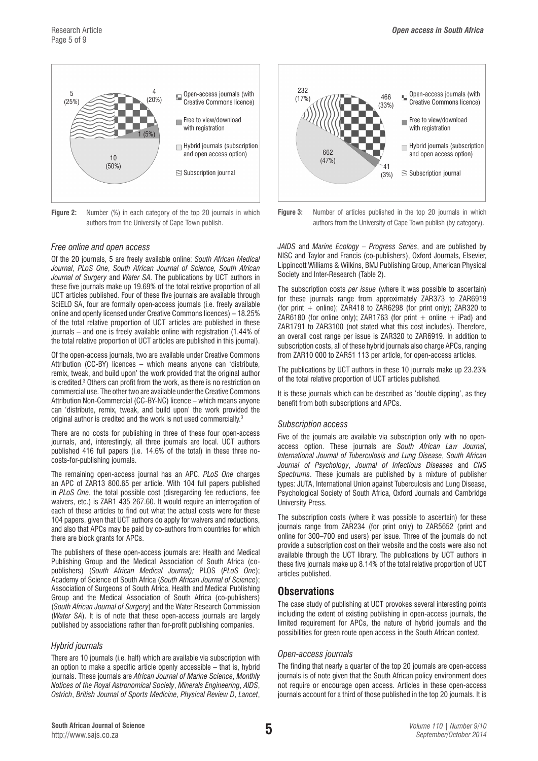Figure 2: Number (%) in each category of the top 20 journals in which authors from the University of Cape Town publish.

Figure 3: Number of articles published in the top 20 journals in which authors from the University of Cape Town publish (by category).

### Free online and open access

Of the 20 journals, 5 are freely available online: *South African Medical Journal*, *PLoS One*, *South African Journal of Science*, *South African Journal of Surgery* and *Water SA*. The publications by UCT authors in these five journals make up 19.69% of the total relative proportion of all UCT articles published. Four of these five journals are available through SciELO SA, four are formally open-access journals (i.e. freely available online and openly licensed under Creative Commons licences) – 18.25% of the total relative proportion of UCT articles are published in these journals – and one is freely available online with registration (1.44% of the total relative proportion of UCT articles are published in this journal).

Of the open-access journals, two are available under Creative Commons Attribution (CC-BY) licences – which means anyone can 'distribute, remix, tweak, and build upon' the work provided that the original author is credited.[3] Others can profit from the work, as there is no restriction on commercial use. The other two are available under the Creative Commons Attribution Non-Commercial (CC-BY-NC) licence – which means anyone can 'distribute, remix, tweak, and build upon' the work provided the original author is credited and the work is not used commercially.[3]

There are no costs for publishing in three of these four open-access journals, and, interestingly, all three journals are local. UCT authors published 416 full papers (i.e. 14.6% of the total) in these three no-costs-for-publishing journals.

The remaining open-access journal has an APC. *PLoS One* charges an APC of ZAR13 800.65 per article. With 104 full papers published in *PLoS One*, the total possible cost (disregarding fee reductions, fee waivers, etc.) is ZAR1 435 267.60. It would require an interrogation of each of these articles to find out what the actual costs were for these 104 papers, given that UCT authors do apply for waivers and reductions, and also that APCs may be paid by co-authors from countries for which there are block grants for APCs.

The publishers of these open-access journals are: Health and Medical Publishing Group and the Medical Association of South Africa (co-publishers) (*South African Medical Journal);* PLOS (*PLoS One*); Academy of Science of South Africa (*South African Journal of Science*); Association of Surgeons of South Africa, Health and Medical Publishing Group and the Medical Association of South Africa (co-publishers) (*South African Journal of Surgery*) and the Water Research Commission (*Water SA*). It is of note that these open-access journals are largely published by associations rather than for-profit publishing companies.

### Hybrid journals

There are 10 journals (i.e. half) which are available via subscription with an option to make a specific article openly accessible – that is, hybrid journals. These journals are *African Journal of Marine Science*, *Monthly Notices of the Royal Astronomical Society*, *Minerals Engineering*, *AIDS*, *Ostrich*, *British Journal of Sports Medicine*, *Physical Review D*, *Lancet*, *JAIDS* and *Marine Ecology – Progress Series*, and are published by NISC and Taylor and Francis (co-publishers), Oxford Journals, Elsevier, Lippincott Williams & Wilkins, BMJ Publishing Group, American Physical Society and Inter-Research (Table 2).

The subscription costs *per issue* (where it was possible to ascertain) for these journals range from approximately ZAR373 to ZAR6919 (for print + online); ZAR418 to ZAR6298 (for print only); ZAR320 to ZAR6180 (for online only); ZAR1763 (for print + online + iPad) and ZAR1791 to ZAR3100 (not stated what this cost includes). Therefore, an overall cost range per issue is ZAR320 to ZAR6919. In addition to subscription costs, all of these hybrid journals also charge APCs, ranging from ZAR10 000 to ZAR51 113 per article, for open-access articles.

The publications by UCT authors in these 10 journals make up 23.23% of the total relative proportion of UCT articles published.

It is these journals which can be described as 'double dipping', as they benefit from both subscriptions and APCs.

### Subscription access

Five of the journals are available via subscription only with no open-access option. These journals are *South African Law Journal*, *International Journal of Tuberculosis and Lung Disease*, *South African Journal of Psychology*, *Journal of Infectious Diseases* and *CNS Spectrums*. These journals are published by a mixture of publisher types: JUTA, International Union against Tuberculosis and Lung Disease, Psychological Society of South Africa, Oxford Journals and Cambridge University Press.

The subscription costs (where it was possible to ascertain) for these journals range from ZAR234 (for print only) to ZAR5652 (print and online for 300–700 end users) per issue. Three of the journals do not provide a subscription cost on their website and the costs were also not available through the UCT library. The publications by UCT authors in these five journals make up 8.14% of the total relative proportion of UCT articles published.

## Observations

The case study of publishing at UCT provokes several interesting points including the extent of existing publishing in open-access journals, the limited requirement for APCs, the nature of hybrid journals and the possibilities for green route open access in the South African context.

### Open-access journals

The finding that nearly a quarter of the top 20 journals are open-access journals is of note given that the South African policy environment does not require or encourage open access. Articles in these open-access journals account for a third of those published in the top 20 journals. It is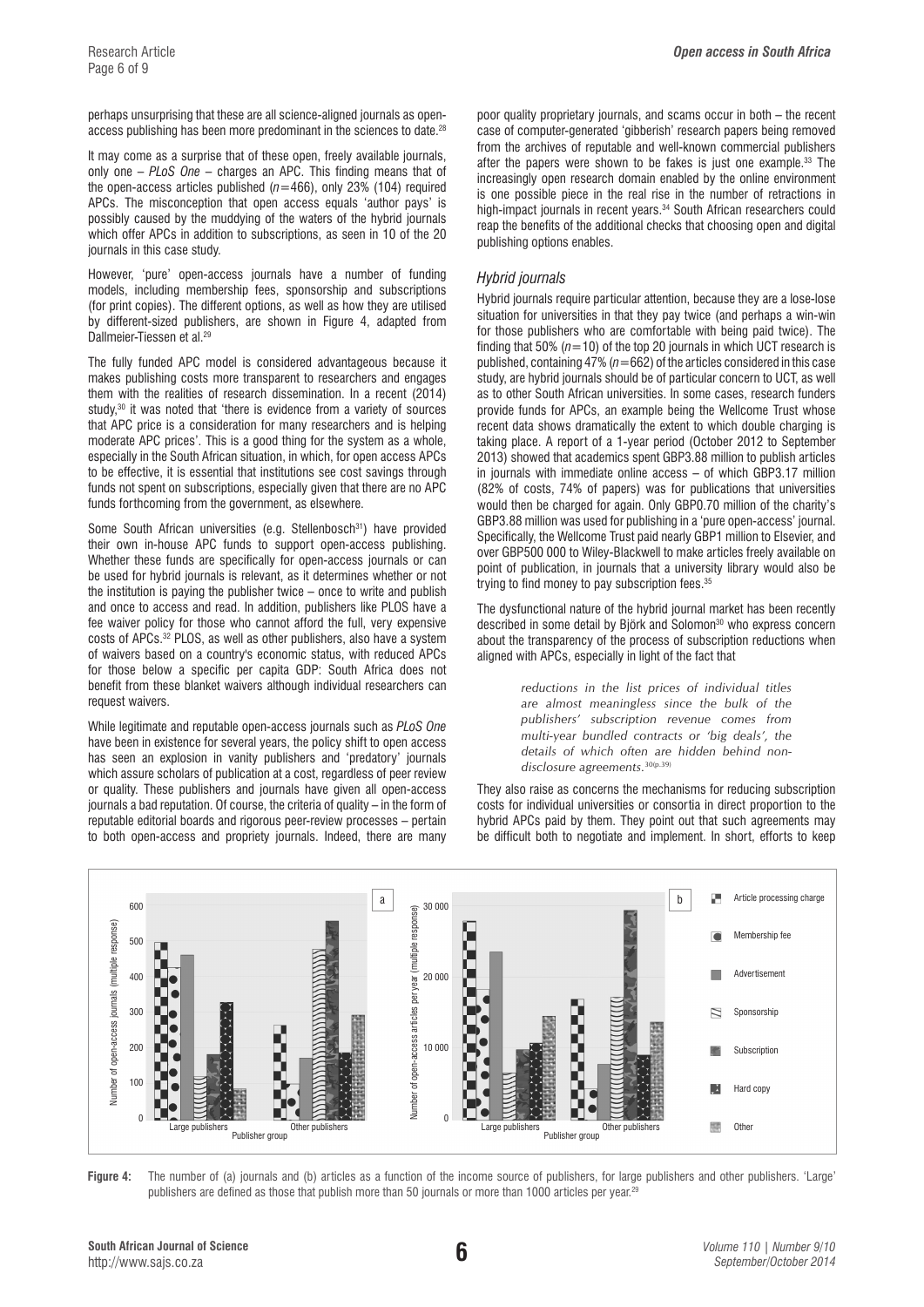perhaps unsurprising that these are all science-aligned journals as open-access publishing has been more predominant in the sciences to date.[28]

It may come as a surprise that of these open, freely available journals, only one – *PLoS One* – charges an APC. This finding means that of the open-access articles published ($n$=466), only 23% (104) required APCs. The misconception that open access equals 'author pays' is possibly caused by the muddying of the waters of the hybrid journals which offer APCs in addition to subscriptions, as seen in 10 of the 20 journals in this case study.

However, 'pure' open-access journals have a number of funding models, including membership fees, sponsorship and subscriptions (for print copies). The different options, as well as how they are utilised by different-sized publishers, are shown in Figure 4, adapted from Dallmeier-Tiessen et al.[29]

The fully funded APC model is considered advantageous because it makes publishing costs more transparent to researchers and engages them with the realities of research dissemination. In a recent (2014) study,[30] it was noted that 'there is evidence from a variety of sources that APC price is a consideration for many researchers and is helping moderate APC prices'. This is a good thing for the system as a whole, especially in the South African situation, in which, for open access APCs to be effective, it is essential that institutions see cost savings through funds not spent on subscriptions, especially given that there are no APC funds forthcoming from the government, as elsewhere.

Some South African universities (e.g. Stellenbosch[31]) have provided their own in-house APC funds to support open-access publishing. Whether these funds are specifically for open-access journals or can be used for hybrid journals is relevant, as it determines whether or not the institution is paying the publisher twice – once to write and publish and once to access and read. In addition, publishers like PLOS have a fee waiver policy for those who cannot afford the full, very expensive costs of APCs.[32] PLOS, as well as other publishers, also have a system of waivers based on a country's economic status, with reduced APCs for those below a specific per capita GDP: South Africa does not benefit from these blanket waivers although individual researchers can request waivers.

While legitimate and reputable open-access journals such as *PLoS One* have been in existence for several years, the policy shift to open access has seen an explosion in vanity publishers and 'predatory' journals which assure scholars of publication at a cost, regardless of peer review or quality. These publishers and journals have given all open-access journals a bad reputation. Of course, the criteria of quality – in the form of reputable editorial boards and rigorous peer-review processes – pertain to both open-access and propriety journals. Indeed, there are many poor quality proprietary journals, and scams occur in both – the recent case of computer-generated 'gibberish' research papers being removed from the archives of reputable and well-known commercial publishers after the papers were shown to be fakes is just one example.[33] The increasingly open research domain enabled by the online environment is one possible piece in the real rise in the number of retractions in high-impact journals in recent years.[34] South African researchers could reap the benefits of the additional checks that choosing open and digital publishing options enables.

### *Hybrid journals*

Hybrid journals require particular attention, because they are a lose-lose situation for universities in that they pay twice (and perhaps a win-win for those publishers who are comfortable with being paid twice). The finding that 50% ($n$=10) of the top 20 journals in which UCT research is published, containing 47% ($n$=662) of the articles considered in this case study, are hybrid journals should be of particular concern to UCT, as well as to other South African universities. In some cases, research funders provide funds for APCs, an example being the Wellcome Trust whose recent data shows dramatically the extent to which double charging is taking place. A report of a 1-year period (October 2012 to September 2013) showed that academics spent GBP3.88 million to publish articles in journals with immediate online access – of which GBP3.17 million (82% of costs, 74% of papers) was for publications that universities would then be charged for again. Only GBP0.70 million of the charity's GBP3.88 million was used for publishing in a 'pure open-access' journal. Specifically, the Wellcome Trust paid nearly GBP1 million to Elsevier, and over GBP500 000 to Wiley-Blackwell to make articles freely available on point of publication, in journals that a university library would also be trying to find money to pay subscription fees.[35]

The dysfunctional nature of the hybrid journal market has been recently described in some detail by Björk and Solomon[30] who express concern about the transparency of the process of subscription reductions when aligned with APCs, especially in light of the fact that

> *reductions in the list prices of individual titles are almost meaningless since the bulk of the publishers' subscription revenue comes from multi-year bundled contracts or 'big deals', the details of which often are hidden behind non-disclosure agreements.*[30(p.39)]

They also raise as concerns the mechanisms for reducing subscription costs for individual universities or consortia in direct proportion to the hybrid APCs paid by them. They point out that such agreements may be difficult both to negotiate and implement. In short, efforts to keep

**Figure 4:** The number of (a) journals and (b) articles as a function of the income source of publishers, for large publishers and other publishers. 'Large' publishers are defined as those that publish more than 50 journals or more than 1000 articles per year.[29]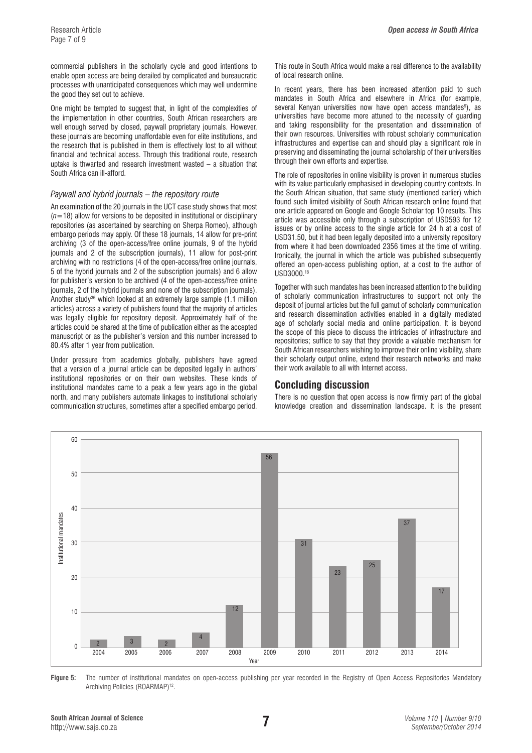commercial publishers in the scholarly cycle and good intentions to enable open access are being derailed by complicated and bureaucratic processes with unanticipated consequences which may well undermine the good they set out to achieve.

One might be tempted to suggest that, in light of the complexities of the implementation in other countries, South African researchers are well enough served by closed, paywall proprietary journals. However, these journals are becoming unaffordable even for elite institutions, and the research that is published in them is effectively lost to all without financial and technical access. Through this traditional route, research uptake is thwarted and research investment wasted – a situation that South Africa can ill-afford.

### *Paywall and hybrid journals – the repository route*

An examination of the 20 journals in the UCT case study shows that most ($n$=18) allow for versions to be deposited in institutional or disciplinary repositories (as ascertained by searching on Sherpa Romeo), although embargo periods may apply. Of these 18 journals, 14 allow for pre-print archiving (3 of the open-access/free online journals, 9 of the hybrid journals and 2 of the subscription journals), 11 allow for post-print archiving with no restrictions (4 of the open-access/free online journals, 5 of the hybrid journals and 2 of the subscription journals) and 6 allow for publisher's version to be archived (4 of the open-access/free online journals, 2 of the hybrid journals and none of the subscription journals). Another study[36] which looked at an extremely large sample (1.1 million articles) across a variety of publishers found that the majority of articles was legally eligible for repository deposit. Approximately half of the articles could be shared at the time of publication either as the accepted manuscript or as the publisher's version and this number increased to 80.4% after 1 year from publication.

Under pressure from academics globally, publishers have agreed that a version of a journal article can be deposited legally in authors' institutional repositories or on their own websites. These kinds of institutional mandates came to a peak a few years ago in the global north, and many publishers automate linkages to institutional scholarly communication structures, sometimes after a specified embargo period. This route in South Africa would make a real difference to the availability of local research online.

In recent years, there has been increased attention paid to such mandates in South Africa and elsewhere in Africa (for example, several Kenyan universities now have open access mandates[9]), as universities have become more attuned to the necessity of guarding and taking responsibility for the presentation and dissemination of their own resources. Universities with robust scholarly communication infrastructures and expertise can and should play a significant role in preserving and disseminating the journal scholarship of their universities through their own efforts and expertise.

The role of repositories in online visibility is proven in numerous studies with its value particularly emphasised in developing country contexts. In the South African situation, that same study (mentioned earlier) which found such limited visibility of South African research online found that one article appeared on Google and Google Scholar top 10 results. This article was accessible only through a subscription of USD593 for 12 issues or by online access to the single article for 24 h at a cost of USD31.50, but it had been legally deposited into a university repository from where it had been downloaded 2356 times at the time of writing. Ironically, the journal in which the article was published subsequently offered an open-access publishing option, at a cost to the author of USD3000.[18]

Together with such mandates has been increased attention to the building of scholarly communication infrastructures to support not only the deposit of journal articles but the full gamut of scholarly communication and research dissemination activities enabled in a digitally mediated age of scholarly social media and online participation. It is beyond the scope of this piece to discuss the intricacies of infrastructure and repositories; suffice to say that they provide a valuable mechanism for South African researchers wishing to improve their online visibility, share their scholarly output online, extend their research networks and make their work available to all with Internet access.

## Concluding discussion

There is no question that open access is now firmly part of the global knowledge creation and dissemination landscape. It is the present

| Year | Institutional mandates |
|---|---|
| 2004 | 2 |
| 2005 | 3 |
| 2006 | 2 |
| 2007 | 4 |
| 2008 | 12 |
| 2009 | 56 |
| 2010 | 31 |
| 2011 | 23 |
| 2012 | 25 |
| 2013 | 37 |
| 2014 | 17 |

**Figure 5:** The number of institutional mandates on open-access publishing per year recorded in the Registry of Open Access Repositories Mandatory Archiving Policies (ROARMAP)[12].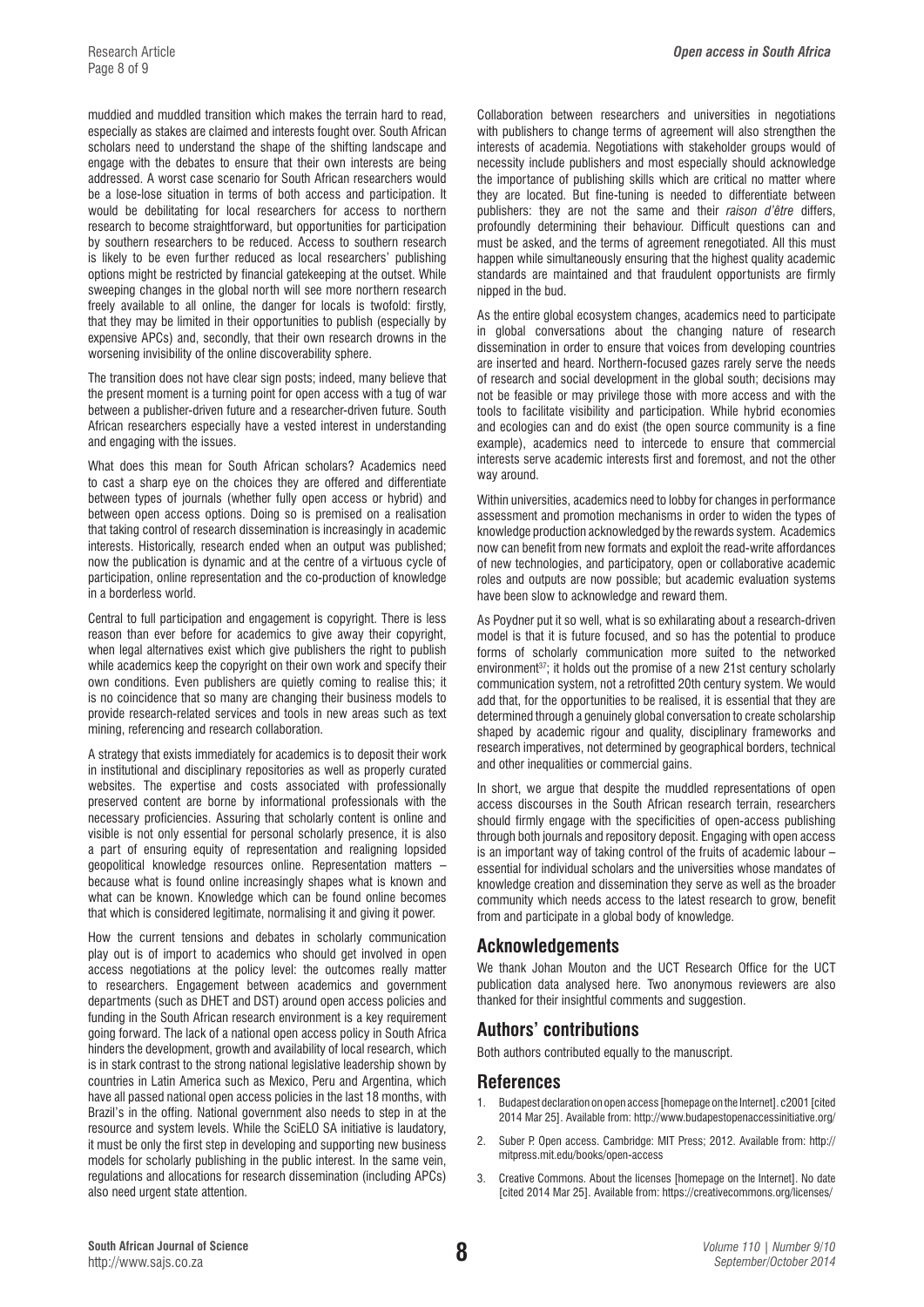muddied and muddled transition which makes the terrain hard to read, especially as stakes are claimed and interests fought over. South African scholars need to understand the shape of the shifting landscape and engage with the debates to ensure that their own interests are being addressed. A worst case scenario for South African researchers would be a lose-lose situation in terms of both access and participation. It would be debilitating for local researchers for access to northern research to become straightforward, but opportunities for participation by southern researchers to be reduced. Access to southern research is likely to be even further reduced as local researchers' publishing options might be restricted by financial gatekeeping at the outset. While sweeping changes in the global north will see more northern research freely available to all online, the danger for locals is twofold: firstly, that they may be limited in their opportunities to publish (especially by expensive APCs) and, secondly, that their own research drowns in the worsening invisibility of the online discoverability sphere.

The transition does not have clear sign posts; indeed, many believe that the present moment is a turning point for open access with a tug of war between a publisher-driven future and a researcher-driven future. South African researchers especially have a vested interest in understanding and engaging with the issues.

What does this mean for South African scholars? Academics need to cast a sharp eye on the choices they are offered and differentiate between types of journals (whether fully open access or hybrid) and between open access options. Doing so is premised on a realisation that taking control of research dissemination is increasingly in academic interests. Historically, research ended when an output was published; now the publication is dynamic and at the centre of a virtuous cycle of participation, online representation and the co-production of knowledge in a borderless world.

Central to full participation and engagement is copyright. There is less reason than ever before for academics to give away their copyright, when legal alternatives exist which give publishers the right to publish while academics keep the copyright on their own work and specify their own conditions. Even publishers are quietly coming to realise this; it is no coincidence that so many are changing their business models to provide research-related services and tools in new areas such as text mining, referencing and research collaboration.

A strategy that exists immediately for academics is to deposit their work in institutional and disciplinary repositories as well as properly curated websites. The expertise and costs associated with professionally preserved content are borne by informational professionals with the necessary proficiencies. Assuring that scholarly content is online and visible is not only essential for personal scholarly presence, it is also a part of ensuring equity of representation and realigning lopsided geopolitical knowledge resources online. Representation matters – because what is found online increasingly shapes what is known and what can be known. Knowledge which can be found online becomes that which is considered legitimate, normalising it and giving it power.

How the current tensions and debates in scholarly communication play out is of import to academics who should get involved in open access negotiations at the policy level: the outcomes really matter to researchers. Engagement between academics and government departments (such as DHET and DST) around open access policies and funding in the South African research environment is a key requirement going forward. The lack of a national open access policy in South Africa hinders the development, growth and availability of local research, which is in stark contrast to the strong national legislative leadership shown by countries in Latin America such as Mexico, Peru and Argentina, which have all passed national open access policies in the last 18 months, with Brazil's in the offing. National government also needs to step in at the resource and system levels. While the SciELO SA initiative is laudatory, it must be only the first step in developing and supporting new business models for scholarly publishing in the public interest. In the same vein, regulations and allocations for research dissemination (including APCs) also need urgent state attention.

Collaboration between researchers and universities in negotiations with publishers to change terms of agreement will also strengthen the interests of academia. Negotiations with stakeholder groups would of necessity include publishers and most especially should acknowledge the importance of publishing skills which are critical no matter where they are located. But fine-tuning is needed to differentiate between publishers: they are not the same and their *raison d'être* differs, profoundly determining their behaviour. Difficult questions can and must be asked, and the terms of agreement renegotiated. All this must happen while simultaneously ensuring that the highest quality academic standards are maintained and that fraudulent opportunists are firmly nipped in the bud.

As the entire global ecosystem changes, academics need to participate in global conversations about the changing nature of research dissemination in order to ensure that voices from developing countries are inserted and heard. Northern-focused gazes rarely serve the needs of research and social development in the global south; decisions may not be feasible or may privilege those with more access and with the tools to facilitate visibility and participation. While hybrid economies and ecologies can and do exist (the open source community is a fine example), academics need to intercede to ensure that commercial interests serve academic interests first and foremost, and not the other way around.

Within universities, academics need to lobby for changes in performance assessment and promotion mechanisms in order to widen the types of knowledge production acknowledged by the rewards system. Academics now can benefit from new formats and exploit the read-write affordances of new technologies, and participatory, open or collaborative academic roles and outputs are now possible; but academic evaluation systems have been slow to acknowledge and reward them.

As Poydner put it so well, what is so exhilarating about a research-driven model is that it is future focused, and so has the potential to produce forms of scholarly communication more suited to the networked environment[37]; it holds out the promise of a new 21st century scholarly communication system, not a retrofitted 20th century system. We would add that, for the opportunities to be realised, it is essential that they are determined through a genuinely global conversation to create scholarship shaped by academic rigour and quality, disciplinary frameworks and research imperatives, not determined by geographical borders, technical and other inequalities or commercial gains.

In short, we argue that despite the muddled representations of open access discourses in the South African research terrain, researchers should firmly engage with the specificities of open-access publishing through both journals and repository deposit. Engaging with open access is an important way of taking control of the fruits of academic labour – essential for individual scholars and the universities whose mandates of knowledge creation and dissemination they serve as well as the broader community which needs access to the latest research to grow, benefit from and participate in a global body of knowledge.

## Acknowledgements

We thank Johan Mouton and the UCT Research Office for the UCT publication data analysed here. Two anonymous reviewers are also thanked for their insightful comments and suggestion.

## Authors' contributions

Both authors contributed equally to the manuscript.

## References

1. Budapest declaration on open access [homepage on the Internet]. c2001 [cited 2014 Mar 25]. Available from: http://www.budapestopenaccessinitiative.org/
2. Suber P. Open access. Cambridge: MIT Press; 2012. Available from: http://mitpress.mit.edu/books/open-access
3. Creative Commons. About the licenses [homepage on the Internet]. No date [cited 2014 Mar 25]. Available from: https://creativecommons.org/licenses/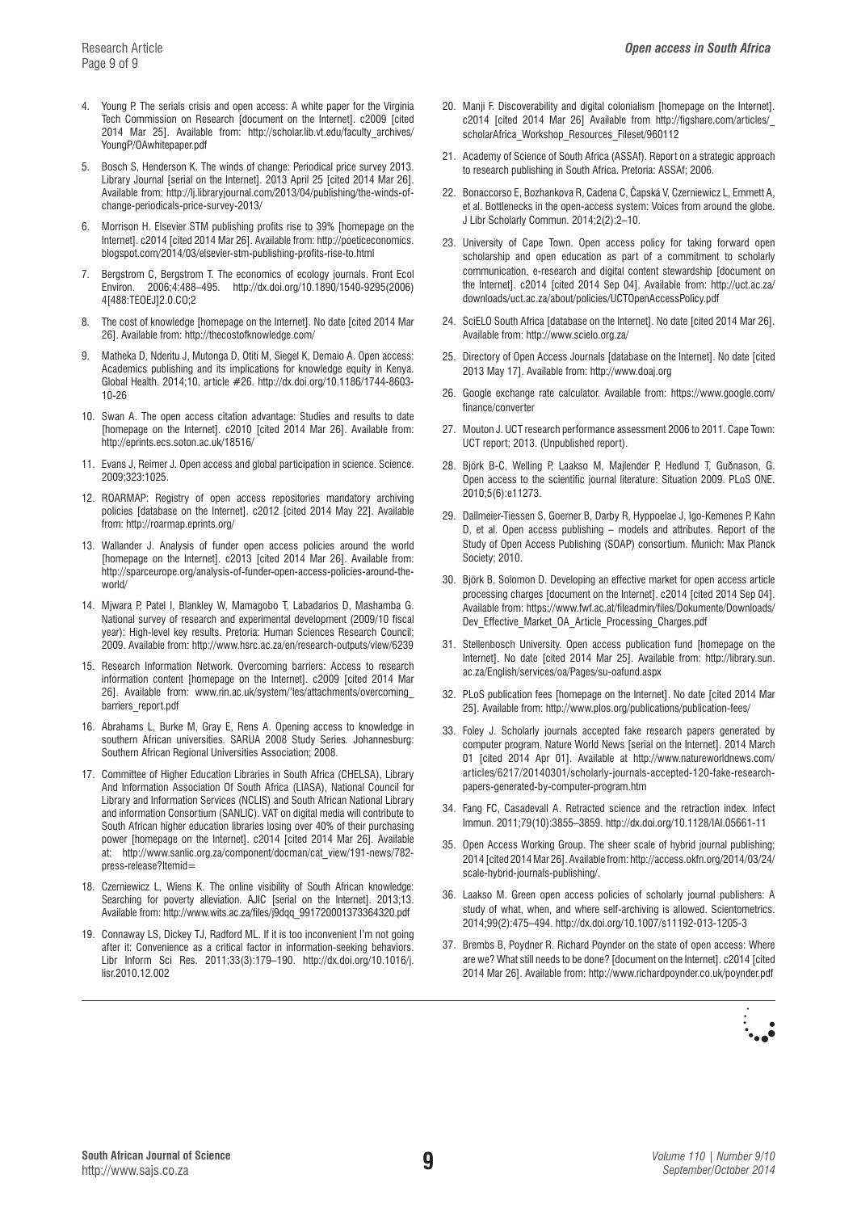4. Young P. The serials crisis and open access: A white paper for the Virginia Tech Commission on Research [document on the Internet]. c2009 [cited 2014 Mar 25]. Available from: http://scholar.lib.vt.edu/faculty_archives/YoungP/OAwhitepaper.pdf

5. Bosch S, Henderson K. The winds of change: Periodical price survey 2013. Library Journal [serial on the Internet]. 2013 April 25 [cited 2014 Mar 26]. Available from: http://lj.libraryjournal.com/2013/04/publishing/the-winds-of-change-periodicals-price-survey-2013/

6. Morrison H. Elsevier STM publishing profits rise to 39% [homepage on the Internet]. c2014 [cited 2014 Mar 26]. Available from: http://poeticeconomics.blogspot.com/2014/03/elsevier-stm-publishing-profits-rise-to.html

7. Bergstrom C, Bergstrom T. The economics of ecology journals. Front Ecol Environ. 2006;4:488–495. http://dx.doi.org/10.1890/1540-9295(2006)4[488:TEOEJ]2.0.CO;2

8. The cost of knowledge [homepage on the Internet]. No date [cited 2014 Mar 26]. Available from: http://thecostofknowledge.com/

9. Matheka D, Nderitu J, Mutonga D, Otiti M, Siegel K, Demaio A. Open access: Academics publishing and its implications for knowledge equity in Kenya. Global Health. 2014;10, article #26. http://dx.doi.org/10.1186/1744-8603-10-26

10. Swan A. The open access citation advantage: Studies and results to date [homepage on the Internet]. c2010 [cited 2014 Mar 26]. Available from: http://eprints.ecs.soton.ac.uk/18516/

11. Evans J, Reimer J. Open access and global participation in science. Science. 2009;323:1025.

12. ROARMAP: Registry of open access repositories mandatory archiving policies [database on the Internet]. c2012 [cited 2014 May 22]. Available from: http://roarmap.eprints.org/

13. Wallander J. Analysis of funder open access policies around the world [homepage on the Internet]. c2013 [cited 2014 Mar 26]. Available from: http://sparceurope.org/analysis-of-funder-open-access-policies-around-the-world/

14. Mjwara P, Patel I, Blankley W, Mamagobo T, Labadarios D, Mashamba G. National survey of research and experimental development (2009/10 fiscal year): High-level key results. Pretoria: Human Sciences Research Council; 2009. Available from: http://www.hsrc.ac.za/en/research-outputs/view/6239

15. Research Information Network. Overcoming barriers: Access to research information content [homepage on the Internet]. c2009 [cited 2014 Mar 26]. Available from: www.rin.ac.uk/system/'les/attachments/overcoming_barriers_report.pdf

16. Abrahams L, Burke M, Gray E, Rens A. Opening access to knowledge in southern African universities. SARUA 2008 Study Series. Johannesburg: Southern African Regional Universities Association; 2008.

17. Committee of Higher Education Libraries in South Africa (CHELSA), Library And Information Association Of South Africa (LIASA), National Council for Library and Information Services (NCLIS) and South African National Library and information Consortium (SANLIC). VAT on digital media will contribute to South African higher education libraries losing over 40% of their purchasing power [homepage on the Internet]. c2014 [cited 2014 Mar 26]. Available at: http://www.sanlic.org.za/component/docman/cat_view/191-news/782-press-release?Itemid=

18. Czerniewicz L, Wiens K. The online visibility of South African knowledge: Searching for poverty alleviation. AJIC [serial on the Internet]. 2013;13. Available from: http://www.wits.ac.za/files/j9dqq_991720001373364320.pdf

19. Connaway LS, Dickey TJ, Radford ML. If it is too inconvenient I'm not going after it: Convenience as a critical factor in information-seeking behaviors. Libr Inform Sci Res. 2011;33(3):179–190. http://dx.doi.org/10.1016/j.lisr.2010.12.002

20. Manji F. Discoverability and digital colonialism [homepage on the Internet]. c2014 [cited 2014 Mar 26] Available from http://figshare.com/articles/_scholarAfrica_Workshop_Resources_Fileset/960112

21. Academy of Science of South Africa (ASSAf). Report on a strategic approach to research publishing in South Africa. Pretoria: ASSAf; 2006.

22. Bonaccorso E, Bozhankova R, Cadena C, Čapská V, Czerniewicz L, Emmett A, et al. Bottlenecks in the open-access system: Voices from around the globe. J Libr Scholarly Commun. 2014;2(2):2–10.

23. University of Cape Town. Open access policy for taking forward open scholarship and open education as part of a commitment to scholarly communication, e-research and digital content stewardship [document on the Internet]. c2014 [cited 2014 Sep 04]. Available from: http://uct.ac.za/downloads/uct.ac.za/about/policies/UCTOpenAccessPolicy.pdf

24. SciELO South Africa [database on the Internet]. No date [cited 2014 Mar 26]. Available from: http://www.scielo.org.za/

25. Directory of Open Access Journals [database on the Internet]. No date [cited 2013 May 17]. Available from: http://www.doaj.org

26. Google exchange rate calculator. Available from: https://www.google.com/finance/converter

27. Mouton J. UCT research performance assessment 2006 to 2011. Cape Town: UCT report; 2013. (Unpublished report).

28. Björk B-C, Welling P, Laakso M, Majlender P, Hedlund T, Guðnason, G. Open access to the scientific journal literature: Situation 2009. PLoS ONE. 2010;5(6):e11273.

29. Dallmeier-Tiessen S, Goerner B, Darby R, Hyppoelae J, Igo-Kemenes P, Kahn D, et al. Open access publishing – models and attributes. Report of the Study of Open Access Publishing (SOAP) consortium. Munich: Max Planck Society; 2010.

30. Björk B, Solomon D. Developing an effective market for open access article processing charges [document on the Internet]. c2014 [cited 2014 Sep 04]. Available from: https://www.fwf.ac.at/fileadmin/files/Dokumente/Downloads/Dev_Effective_Market_OA_Article_Processing_Charges.pdf

31. Stellenbosch University. Open access publication fund [homepage on the Internet]. No date [cited 2014 Mar 25]. Available from: http://library.sun.ac.za/English/services/oa/Pages/su-oafund.aspx

32. PLoS publication fees [homepage on the Internet]. No date [cited 2014 Mar 25]. Available from: http://www.plos.org/publications/publication-fees/

33. Foley J. Scholarly journals accepted fake research papers generated by computer program. Nature World News [serial on the Internet]. 2014 March 01 [cited 2014 Apr 01]. Available at http://www.natureworldnews.com/articles/6217/20140301/scholarly-journals-accepted-120-fake-research-papers-generated-by-computer-program.htm

34. Fang FC, Casadevall A. Retracted science and the retraction index. Infect Immun. 2011;79(10):3855–3859. http://dx.doi.org/10.1128/IAI.05661-11

35. Open Access Working Group. The sheer scale of hybrid journal publishing; 2014 [cited 2014 Mar 26]. Available from: http://access.okfn.org/2014/03/24/scale-hybrid-journals-publishing/.

36. Laakso M. Green open access policies of scholarly journal publishers: A study of what, when, and where self-archiving is allowed. Scientometrics. 2014;99(2):475–494. http://dx.doi.org/10.1007/s11192-013-1205-3

37. Brembs B, Poynder R. Richard Poynder on the state of open access: Where are we? What still needs to be done? [document on the Internet]. c2014 [cited 2014 Mar 26]. Available from: http://www.richardpoynder.co.uk/poynder.pdf